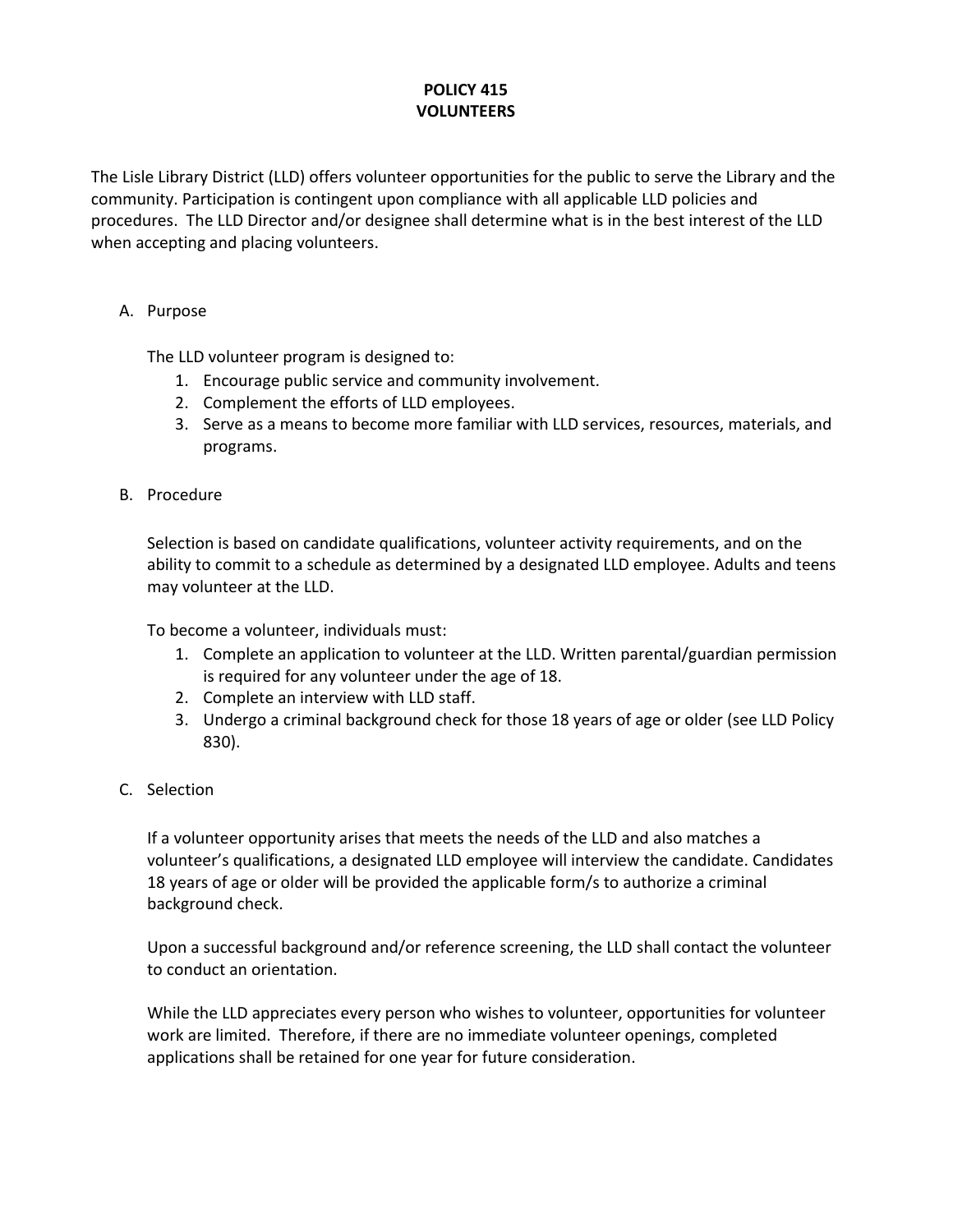# POLICY 415
# VOLUNTEERS

The Lisle Library District (LLD) offers volunteer opportunities for the public to serve the Library and the community. Participation is contingent upon compliance with all applicable LLD policies and procedures. The LLD Director and/or designee shall determine what is in the best interest of the LLD when accepting and placing volunteers.

## A. Purpose

The LLD volunteer program is designed to:

1. Encourage public service and community involvement.
2. Complement the efforts of LLD employees.
3. Serve as a means to become more familiar with LLD services, resources, materials, and programs.

## B. Procedure

Selection is based on candidate qualifications, volunteer activity requirements, and on the ability to commit to a schedule as determined by a designated LLD employee. Adults and teens may volunteer at the LLD.

To become a volunteer, individuals must:

1. Complete an application to volunteer at the LLD. Written parental/guardian permission is required for any volunteer under the age of 18.
2. Complete an interview with LLD staff.
3. Undergo a criminal background check for those 18 years of age or older (see LLD Policy 830).

## C. Selection

If a volunteer opportunity arises that meets the needs of the LLD and also matches a volunteer's qualifications, a designated LLD employee will interview the candidate. Candidates 18 years of age or older will be provided the applicable form/s to authorize a criminal background check.

Upon a successful background and/or reference screening, the LLD shall contact the volunteer to conduct an orientation.

While the LLD appreciates every person who wishes to volunteer, opportunities for volunteer work are limited. Therefore, if there are no immediate volunteer openings, completed applications shall be retained for one year for future consideration.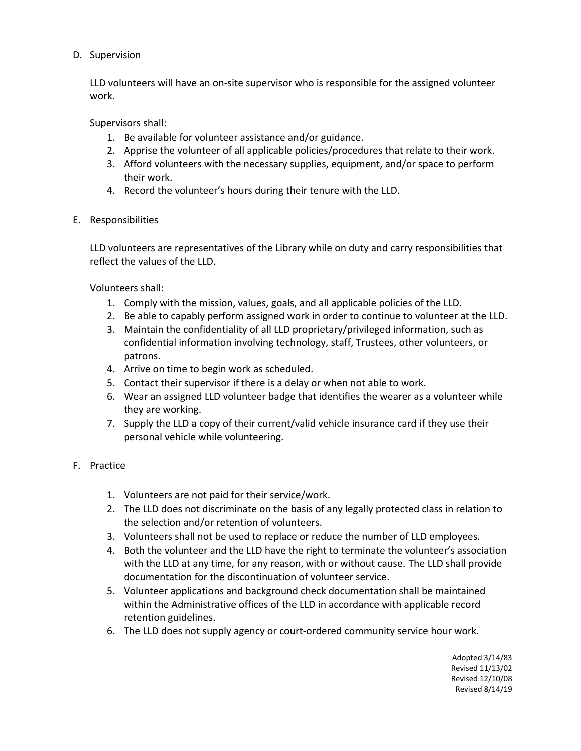D. Supervision

LLD volunteers will have an on-site supervisor who is responsible for the assigned volunteer work.

Supervisors shall:

1. Be available for volunteer assistance and/or guidance.
2. Apprise the volunteer of all applicable policies/procedures that relate to their work.
3. Afford volunteers with the necessary supplies, equipment, and/or space to perform their work.
4. Record the volunteer's hours during their tenure with the LLD.

E. Responsibilities

LLD volunteers are representatives of the Library while on duty and carry responsibilities that reflect the values of the LLD.

Volunteers shall:

1. Comply with the mission, values, goals, and all applicable policies of the LLD.
2. Be able to capably perform assigned work in order to continue to volunteer at the LLD.
3. Maintain the confidentiality of all LLD proprietary/privileged information, such as confidential information involving technology, staff, Trustees, other volunteers, or patrons.
4. Arrive on time to begin work as scheduled.
5. Contact their supervisor if there is a delay or when not able to work.
6. Wear an assigned LLD volunteer badge that identifies the wearer as a volunteer while they are working.
7. Supply the LLD a copy of their current/valid vehicle insurance card if they use their personal vehicle while volunteering.

F. Practice

1. Volunteers are not paid for their service/work.
2. The LLD does not discriminate on the basis of any legally protected class in relation to the selection and/or retention of volunteers.
3. Volunteers shall not be used to replace or reduce the number of LLD employees.
4. Both the volunteer and the LLD have the right to terminate the volunteer's association with the LLD at any time, for any reason, with or without cause. The LLD shall provide documentation for the discontinuation of volunteer service.
5. Volunteer applications and background check documentation shall be maintained within the Administrative offices of the LLD in accordance with applicable record retention guidelines.
6. The LLD does not supply agency or court-ordered community service hour work.

Adopted 3/14/83
Revised 11/13/02
Revised 12/10/08
Revised 8/14/19